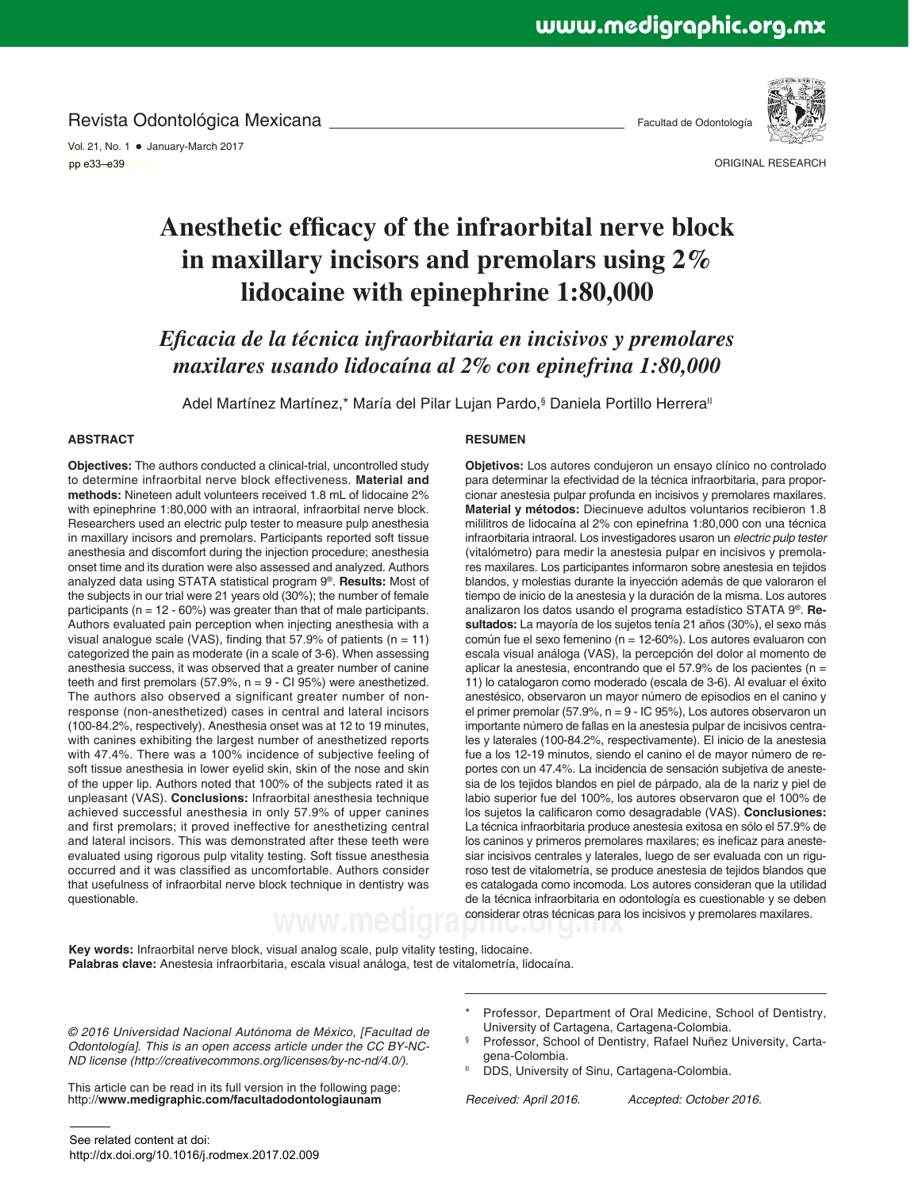ORIGINAL RESEARCH

# Anesthetic efficacy of the infraorbital nerve block in maxillary incisors and premolars using 2% lidocaine with epinephrine 1:80,000

## *Eficacia de la técnica infraorbitaria en incisivos y premolares maxilares usando lidocaína al 2% con epinefrina 1:80,000*

Adel Martínez Martínez,* María del Pilar Lujan Pardo,§ Daniela Portillo Herrera||

### ABSTRACT

**Objectives:** The authors conducted a clinical-trial, uncontrolled study to determine infraorbital nerve block effectiveness. **Material and methods:** Nineteen adult volunteers received 1.8 mL of lidocaine 2% with epinephrine 1:80,000 with an intraoral, infraorbital nerve block. Researchers used an electric pulp tester to measure pulp anesthesia in maxillary incisors and premolars. Participants reported soft tissue anesthesia and discomfort during the injection procedure; anesthesia onset time and its duration were also assessed and analyzed. Authors analyzed data using STATA statistical program 9®. **Results:** Most of the subjects in our trial were 21 years old (30%); the number of female participants (n = 12 - 60%) was greater than that of male participants. Authors evaluated pain perception when injecting anesthesia with a visual analogue scale (VAS), finding that 57.9% of patients (n = 11) categorized the pain as moderate (in a scale of 3-6). When assessing anesthesia success, it was observed that a greater number of canine teeth and first premolars (57.9%, n = 9 - CI 95%) were anesthetized. The authors also observed a significant greater number of non-response (non-anesthetized) cases in central and lateral incisors (100-84.2%, respectively). Anesthesia onset was at 12 to 19 minutes, with canines exhibiting the largest number of anesthetized reports with 47.4%. There was a 100% incidence of subjective feeling of soft tissue anesthesia in lower eyelid skin, skin of the nose and skin of the upper lip. Authors noted that 100% of the subjects rated it as unpleasant (VAS). **Conclusions:** Infraorbital anesthesia technique achieved successful anesthesia in only 57.9% of upper canines and first premolars; it proved ineffective for anesthetizing central and lateral incisors. This was demonstrated after these teeth were evaluated using rigorous pulp vitality testing. Soft tissue anesthesia occurred and it was classified as uncomfortable. Authors consider that usefulness of infraorbital nerve block technique in dentistry was questionable.

### RESUMEN

**Objetivos:** Los autores condujeron un ensayo clínico no controlado para determinar la efectividad de la técnica infraorbitaria, para proporcionar anestesia pulpar profunda en incisivos y premolares maxilares. **Material y métodos:** Diecinueve adultos voluntarios recibieron 1.8 mililitros de lidocaína al 2% con epinefrina 1:80,000 con una técnica infraorbitaria intraoral. Los investigadores usaron un *electric pulp tester* (vitalómetro) para medir la anestesia pulpar en incisivos y premolares maxilares. Los participantes informaron sobre anestesia en tejidos blandos, y molestias durante la inyección además de que valoraron el tiempo de inicio de la anestesia y la duración de la misma. Los autores analizaron los datos usando el programa estadístico STATA 9®. **Resultados:** La mayoría de los sujetos tenía 21 años (30%), el sexo más común fue el sexo femenino (n = 12-60%). Los autores evaluaron con escala visual análoga (VAS), la percepción del dolor al momento de aplicar la anestesia, encontrando que el 57.9% de los pacientes (n = 11) lo catalogaron como moderado (escala de 3-6). Al evaluar el éxito anestésico, observaron un mayor número de episodios en el canino y el primer premolar (57.9%, n = 9 - IC 95%), Los autores observaron un importante número de fallas en la anestesia pulpar de incisivos centrales y laterales (100-84.2%, respectivamente). El inicio de la anestesia fue a los 12-19 minutos, siendo el canino el de mayor número de reportes con un 47.4%. La incidencia de sensación subjetiva de anestesia de los tejidos blandos en piel de párpado, ala de la nariz y piel de labio superior fue del 100%, los autores observaron que el 100% de los sujetos la calificaron como desagradable (VAS). **Conclusiones:** La técnica infraorbitaria produce anestesia exitosa en sólo el 57.9% de los caninos y primeros premolares maxilares; es ineficaz para anestesiar incisivos centrales y laterales, luego de ser evaluada con un riguroso test de vitalometría, se produce anestesia de tejidos blandos que es catalogada como incomoda. Los autores consideran que la utilidad de la técnica infraorbitaria en odontología es cuestionable y se deben considerar otras técnicas para los incisivos y premolares maxilares.

**Key words:** Infraorbital nerve block, visual analog scale, pulp vitality testing, lidocaine.
**Palabras clave:** Anestesia infraorbitaria, escala visual análoga, test de vitalometría, lidocaína.

*© 2016 Universidad Nacional Autónoma de México, [Facultad de Odontología]. This is an open access article under the CC BY-NC-ND license (http://creativecommons.org/licenses/by-nc-nd/4.0/).*

This article can be read in its full version in the following page: http://**www.medigraphic.com/facultadodontologiaunam**

\* Professor, Department of Oral Medicine, School of Dentistry, University of Cartagena, Cartagena-Colombia.
§ Professor, School of Dentistry, Rafael Nuñez University, Cartagena-Colombia.
|| DDS, University of Sinu, Cartagena-Colombia.

*Received: April 2016.* *Accepted: October 2016.*

See related content at doi:
http://dx.doi.org/10.1016/j.rodmex.2017.02.009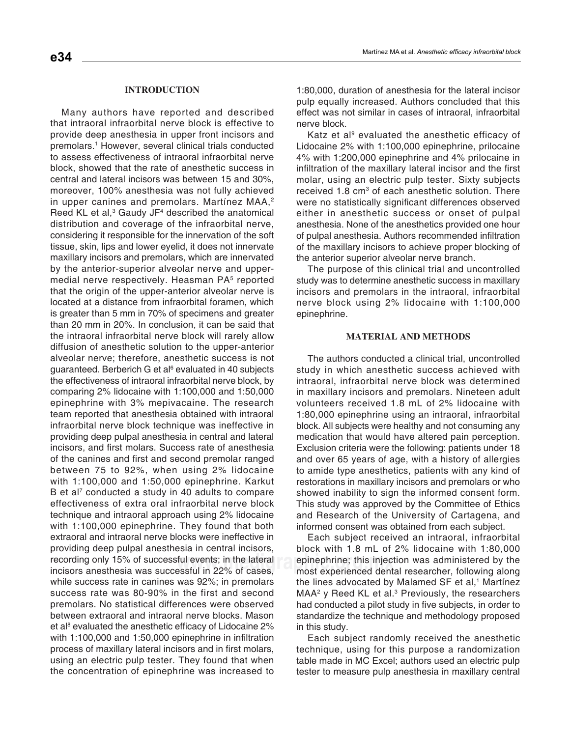## INTRODUCTION

Many authors have reported and described that intraoral infraorbital nerve block is effective to provide deep anesthesia in upper front incisors and premolars.[1] However, several clinical trials conducted to assess effectiveness of intraoral infraorbital nerve block, showed that the rate of anesthetic success in central and lateral incisors was between 15 and 30%, moreover, 100% anesthesia was not fully achieved in upper canines and premolars. Martínez MAA,[2] Reed KL et al,[3] Gaudy JF[4] described the anatomical distribution and coverage of the infraorbital nerve, considering it responsible for the innervation of the soft tissue, skin, lips and lower eyelid, it does not innervate maxillary incisors and premolars, which are innervated by the anterior-superior alveolar nerve and upper-medial nerve respectively. Heasman PA[5] reported that the origin of the upper-anterior alveolar nerve is located at a distance from infraorbital foramen, which is greater than 5 mm in 70% of specimens and greater than 20 mm in 20%. In conclusion, it can be said that the intraoral infraorbital nerve block will rarely allow diffusion of anesthetic solution to the upper-anterior alveolar nerve; therefore, anesthetic success is not guaranteed. Berberich G et al[6] evaluated in 40 subjects the effectiveness of intraoral infraorbital nerve block, by comparing 2% lidocaine with 1:100,000 and 1:50,000 epinephrine with 3% mepivacaine. The research team reported that anesthesia obtained with intraoral infraorbital nerve block technique was ineffective in providing deep pulpal anesthesia in central and lateral incisors, and first molars. Success rate of anesthesia of the canines and first and second premolar ranged between 75 to 92%, when using 2% lidocaine with 1:100,000 and 1:50,000 epinephrine. Karkut B et al[7] conducted a study in 40 adults to compare effectiveness of extra oral infraorbital nerve block technique and intraoral approach using 2% lidocaine with 1:100,000 epinephrine. They found that both extraoral and intraoral nerve blocks were ineffective in providing deep pulpal anesthesia in central incisors, recording only 15% of successful events; in the lateral incisors anesthesia was successful in 22% of cases, while success rate in canines was 92%; in premolars success rate was 80-90% in the first and second premolars. No statistical differences were observed between extraoral and intraoral nerve blocks. Mason et al[8] evaluated the anesthetic efficacy of Lidocaine 2% with 1:100,000 and 1:50,000 epinephrine in infiltration process of maxillary lateral incisors and in first molars, using an electric pulp tester. They found that when the concentration of epinephrine was increased to 1:80,000, duration of anesthesia for the lateral incisor pulp equally increased. Authors concluded that this effect was not similar in cases of intraoral, infraorbital nerve block.

Katz et al[9] evaluated the anesthetic efficacy of Lidocaine 2% with 1:100,000 epinephrine, prilocaine 4% with 1:200,000 epinephrine and 4% prilocaine in infiltration of the maxillary lateral incisor and the first molar, using an electric pulp tester. Sixty subjects received 1.8 $cm^3$ of each anesthetic solution. There were no statistically significant differences observed either in anesthetic success or onset of pulpal anesthesia. None of the anesthetics provided one hour of pulpal anesthesia. Authors recommended infiltration of the maxillary incisors to achieve proper blocking of the anterior superior alveolar nerve branch.

The purpose of this clinical trial and uncontrolled study was to determine anesthetic success in maxillary incisors and premolars in the intraoral, infraorbital nerve block using 2% lidocaine with 1:100,000 epinephrine.

## MATERIAL AND METHODS

The authors conducted a clinical trial, uncontrolled study in which anesthetic success achieved with intraoral, infraorbital nerve block was determined in maxillary incisors and premolars. Nineteen adult volunteers received 1.8 mL of 2% lidocaine with 1:80,000 epinephrine using an intraoral, infraorbital block. All subjects were healthy and not consuming any medication that would have altered pain perception. Exclusion criteria were the following: patients under 18 and over 65 years of age, with a history of allergies to amide type anesthetics, patients with any kind of restorations in maxillary incisors and premolars or who showed inability to sign the informed consent form. This study was approved by the Committee of Ethics and Research of the University of Cartagena, and informed consent was obtained from each subject.

Each subject received an intraoral, infraorbital block with 1.8 mL of 2% lidocaine with 1:80,000 epinephrine; this injection was administered by the most experienced dental researcher, following along the lines advocated by Malamed SF et al,[1] Martínez MAA[2] y Reed KL et al.[3] Previously, the researchers had conducted a pilot study in five subjects, in order to standardize the technique and methodology proposed in this study.

Each subject randomly received the anesthetic technique, using for this purpose a randomization table made in MC Excel; authors used an electric pulp tester to measure pulp anesthesia in maxillary central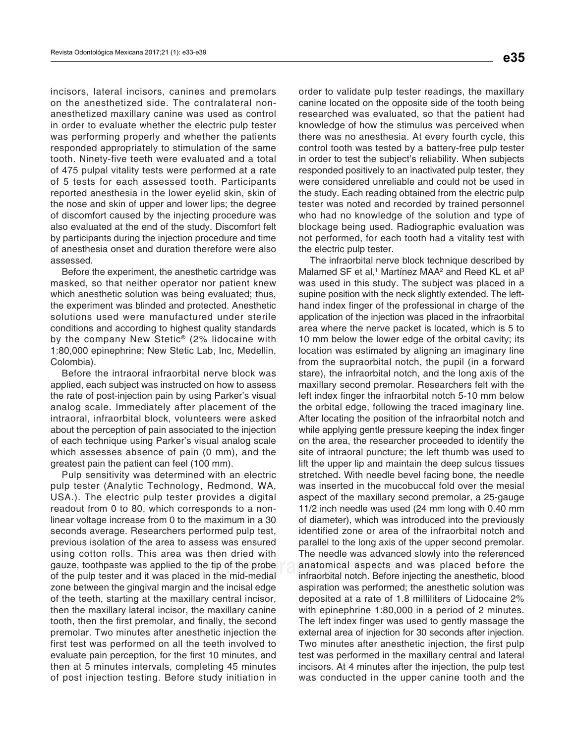incisors, lateral incisors, canines and premolars on the anesthetized side. The contralateral non-anesthetized maxillary canine was used as control in order to evaluate whether the electric pulp tester was performing properly and whether the patients responded appropriately to stimulation of the same tooth. Ninety-five teeth were evaluated and a total of 475 pulpal vitality tests were performed at a rate of 5 tests for each assessed tooth. Participants reported anesthesia in the lower eyelid skin, skin of the nose and skin of upper and lower lips; the degree of discomfort caused by the injecting procedure was also evaluated at the end of the study. Discomfort felt by participants during the injection procedure and time of anesthesia onset and duration therefore were also assessed.

Before the experiment, the anesthetic cartridge was masked, so that neither operator nor patient knew which anesthetic solution was being evaluated; thus, the experiment was blinded and protected. Anesthetic solutions used were manufactured under sterile conditions and according to highest quality standards by the company New Stetic® (2% lidocaine with 1:80,000 epinephrine; New Stetic Lab, Inc, Medellin, Colombia).

Before the intraoral infraorbital nerve block was applied, each subject was instructed on how to assess the rate of post-injection pain by using Parker's visual analog scale. Immediately after placement of the intraoral, infraorbital block, volunteers were asked about the perception of pain associated to the injection of each technique using Parker's visual analog scale which assesses absence of pain (0 mm), and the greatest pain the patient can feel (100 mm).

Pulp sensitivity was determined with an electric pulp tester (Analytic Technology, Redmond, WA, USA.). The electric pulp tester provides a digital readout from 0 to 80, which corresponds to a non-linear voltage increase from 0 to the maximum in a 30 seconds average. Researchers performed pulp test, previous isolation of the area to assess was ensured using cotton rolls. This area was then dried with gauze, toothpaste was applied to the tip of the probe of the pulp tester and it was placed in the mid-medial zone between the gingival margin and the incisal edge of the teeth, starting at the maxillary central incisor, then the maxillary lateral incisor, the maxillary canine tooth, then the first premolar, and finally, the second premolar. Two minutes after anesthetic injection the first test was performed on all the teeth involved to evaluate pain perception, for the first 10 minutes, and then at 5 minutes intervals, completing 45 minutes of post injection testing. Before study initiation in order to validate pulp tester readings, the maxillary canine located on the opposite side of the tooth being researched was evaluated, so that the patient had knowledge of how the stimulus was perceived when there was no anesthesia. At every fourth cycle, this control tooth was tested by a battery-free pulp tester in order to test the subject's reliability. When subjects responded positively to an inactivated pulp tester, they were considered unreliable and could not be used in the study. Each reading obtained from the electric pulp tester was noted and recorded by trained personnel who had no knowledge of the solution and type of blockage being used. Radiographic evaluation was not performed, for each tooth had a vitality test with the electric pulp tester.

The infraorbital nerve block technique described by Malamed SF et al,[1] Martínez MAA[2] and Reed KL et al[3] was used in this study. The subject was placed in a supine position with the neck slightly extended. The left-hand index finger of the professional in charge of the application of the injection was placed in the infraorbital area where the nerve packet is located, which is 5 to 10 mm below the lower edge of the orbital cavity; its location was estimated by aligning an imaginary line from the supraorbital notch, the pupil (in a forward stare), the infraorbital notch, and the long axis of the maxillary second premolar. Researchers felt with the left index finger the infraorbital notch 5-10 mm below the orbital edge, following the traced imaginary line. After locating the position of the infraorbital notch and while applying gentle pressure keeping the index finger on the area, the researcher proceeded to identify the site of intraoral puncture; the left thumb was used to lift the upper lip and maintain the deep sulcus tissues stretched. With needle bevel facing bone, the needle was inserted in the mucobuccal fold over the mesial aspect of the maxillary second premolar, a 25-gauge 11/2 inch needle was used (24 mm long with 0.40 mm of diameter), which was introduced into the previously identified zone or area of the infraorbital notch and parallel to the long axis of the upper second premolar. The needle was advanced slowly into the referenced anatomical aspects and was placed before the infraorbital notch. Before injecting the anesthetic, blood aspiration was performed; the anesthetic solution was deposited at a rate of 1.8 milliliters of Lidocaine 2% with epinephrine 1:80,000 in a period of 2 minutes. The left index finger was used to gently massage the external area of injection for 30 seconds after injection. Two minutes after anesthetic injection, the first pulp test was performed in the maxillary central and lateral incisors. At 4 minutes after the injection, the pulp test was conducted in the upper canine tooth and the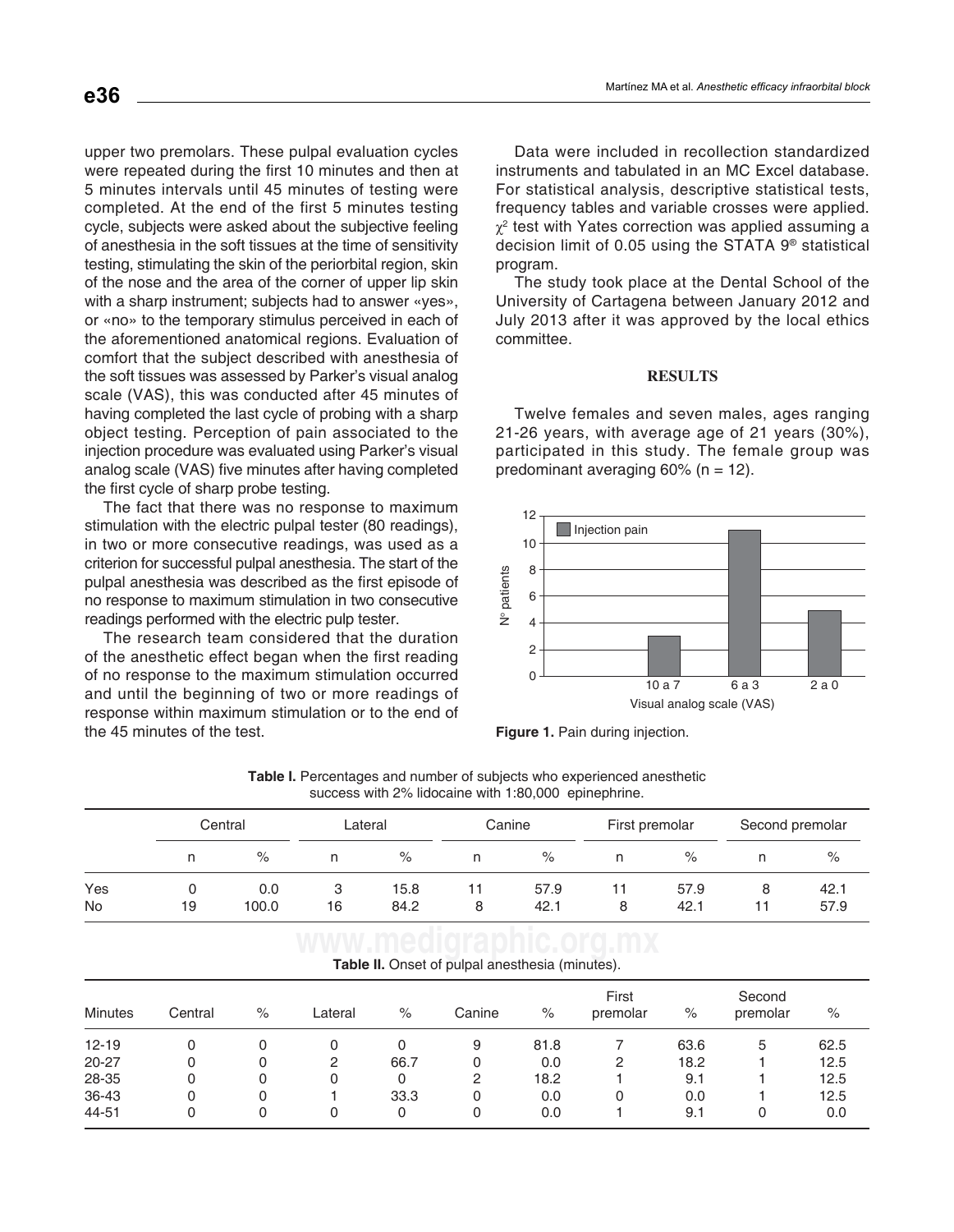upper two premolars. These pulpal evaluation cycles were repeated during the first 10 minutes and then at 5 minutes intervals until 45 minutes of testing were completed. At the end of the first 5 minutes testing cycle, subjects were asked about the subjective feeling of anesthesia in the soft tissues at the time of sensitivity testing, stimulating the skin of the periorbital region, skin of the nose and the area of the corner of upper lip skin with a sharp instrument; subjects had to answer «yes», or «no» to the temporary stimulus perceived in each of the aforementioned anatomical regions. Evaluation of comfort that the subject described with anesthesia of the soft tissues was assessed by Parker's visual analog scale (VAS), this was conducted after 45 minutes of having completed the last cycle of probing with a sharp object testing. Perception of pain associated to the injection procedure was evaluated using Parker's visual analog scale (VAS) five minutes after having completed the first cycle of sharp probe testing.

The fact that there was no response to maximum stimulation with the electric pulpal tester (80 readings), in two or more consecutive readings, was used as a criterion for successful pulpal anesthesia. The start of the pulpal anesthesia was described as the first episode of no response to maximum stimulation in two consecutive readings performed with the electric pulp tester.

The research team considered that the duration of the anesthetic effect began when the first reading of no response to the maximum stimulation occurred and until the beginning of two or more readings of response within maximum stimulation or to the end of the 45 minutes of the test.

Data were included in recollection standardized instruments and tabulated in an MC Excel database. For statistical analysis, descriptive statistical tests, frequency tables and variable crosses were applied. $\chi^2$ test with Yates correction was applied assuming a decision limit of 0.05 using the STATA 9® statistical program.

The study took place at the Dental School of the University of Cartagena between January 2012 and July 2013 after it was approved by the local ethics committee.

## RESULTS

Twelve females and seven males, ages ranging 21-26 years, with average age of 21 years (30%), participated in this study. The female group was predominant averaging 60% (n = 12).

| Visual analog scale (VAS) | Injection pain (Nº patients) |
|---|---|
| 10 a 7 | 3 |
| 6 a 3 | 11 |
| 2 a 0 | 5 |

**Figure 1.** Pain during injection.

**Table I.** Percentages and number of subjects who experienced anesthetic success with 2% lidocaine with 1:80,000 epinephrine.

| | Central | | Lateral | | Canine | | First premolar | | Second premolar | |
|---|---|---|---|---|---|---|---|---|---|---|
| | n | % | n | % | n | % | n | % | n | % |
| Yes | 0 | 0.0 | 3 | 15.8 | 11 | 57.9 | 11 | 57.9 | 8 | 42.1 |
| No | 19 | 100.0 | 16 | 84.2 | 8 | 42.1 | 8 | 42.1 | 11 | 57.9 |

**Table II.** Onset of pulpal anesthesia (minutes).

| Minutes | Central | % | Lateral | % | Canine | % | First premolar | % | Second premolar | % |
|---|---|---|---|---|---|---|---|---|---|---|
| 12-19 | 0 | 0 | 0 | 0 | 9 | 81.8 | 7 | 63.6 | 5 | 62.5 |
| 20-27 | 0 | 0 | 2 | 66.7 | 0 | 0.0 | 2 | 18.2 | 1 | 12.5 |
| 28-35 | 0 | 0 | 0 | 0 | 2 | 18.2 | 1 | 9.1 | 1 | 12.5 |
| 36-43 | 0 | 0 | 1 | 33.3 | 0 | 0.0 | 0 | 0.0 | 1 | 12.5 |
| 44-51 | 0 | 0 | 0 | 0 | 0 | 0.0 | 1 | 9.1 | 0 | 0.0 |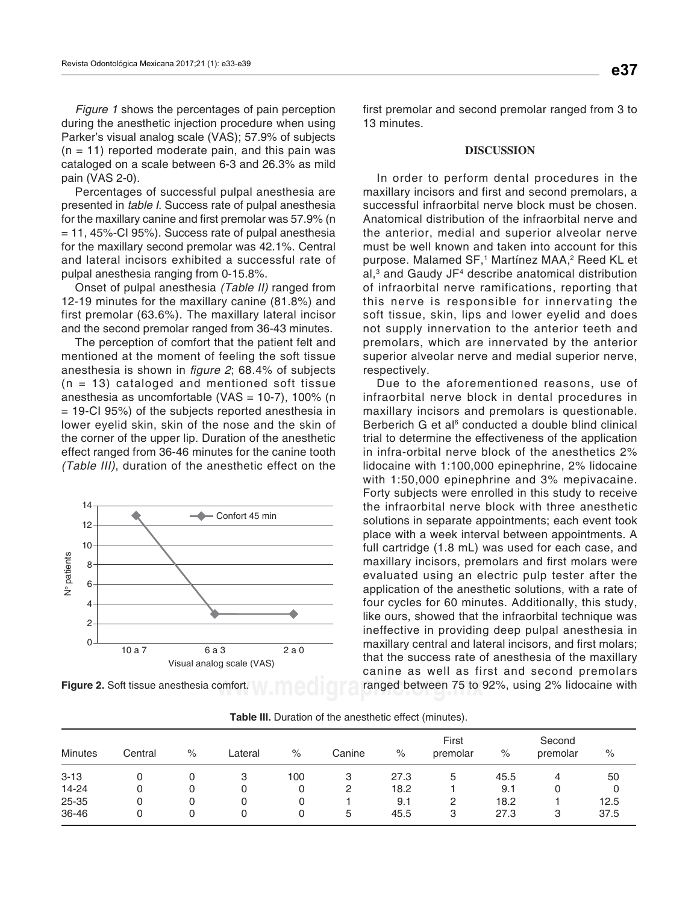*Figure 1* shows the percentages of pain perception during the anesthetic injection procedure when using Parker's visual analog scale (VAS); 57.9% of subjects (n = 11) reported moderate pain, and this pain was cataloged on a scale between 6-3 and 26.3% as mild pain (VAS 2-0).

Percentages of successful pulpal anesthesia are presented in *table I*. Success rate of pulpal anesthesia for the maxillary canine and first premolar was 57.9% (n = 11, 45%-CI 95%). Success rate of pulpal anesthesia for the maxillary second premolar was 42.1%. Central and lateral incisors exhibited a successful rate of pulpal anesthesia ranging from 0-15.8%.

Onset of pulpal anesthesia *(Table II)* ranged from 12-19 minutes for the maxillary canine (81.8%) and first premolar (63.6%). The maxillary lateral incisor and the second premolar ranged from 36-43 minutes.

The perception of comfort that the patient felt and mentioned at the moment of feeling the soft tissue anesthesia is shown in *figure 2*; 68.4% of subjects (n = 13) cataloged and mentioned soft tissue anesthesia as uncomfortable (VAS = 10-7), 100% (n = 19-CI 95%) of the subjects reported anesthesia in lower eyelid skin, skin of the nose and the skin of the corner of the upper lip. Duration of the anesthetic effect ranged from 36-46 minutes for the canine tooth *(Table III)*, duration of the anesthetic effect on the first premolar and second premolar ranged from 3 to 13 minutes.

**Figure 2.** Soft tissue anesthesia comfort.

## DISCUSSION

In order to perform dental procedures in the maxillary incisors and first and second premolars, a successful infraorbital nerve block must be chosen. Anatomical distribution of the infraorbital nerve and the anterior, medial and superior alveolar nerve must be well known and taken into account for this purpose. Malamed SF,[1] Martínez MAA,[2] Reed KL et al,[3] and Gaudy JF[4] describe anatomical distribution of infraorbital nerve ramifications, reporting that this nerve is responsible for innervating the soft tissue, skin, lips and lower eyelid and does not supply innervation to the anterior teeth and premolars, which are innervated by the anterior superior alveolar nerve and medial superior nerve, respectively.

Due to the aforementioned reasons, use of infraorbital nerve block in dental procedures in maxillary incisors and premolars is questionable. Berberich G et al[6] conducted a double blind clinical trial to determine the effectiveness of the application in infra-orbital nerve block of the anesthetics 2% lidocaine with 1:100,000 epinephrine, 2% lidocaine with 1:50,000 epinephrine and 3% mepivacaine. Forty subjects were enrolled in this study to receive the infraorbital nerve block with three anesthetic solutions in separate appointments; each event took place with a week interval between appointments. A full cartridge (1.8 mL) was used for each case, and maxillary incisors, premolars and first molars were evaluated using an electric pulp tester after the application of the anesthetic solutions, with a rate of four cycles for 60 minutes. Additionally, this study, like ours, showed that the infraorbital technique was ineffective in providing deep pulpal anesthesia in maxillary central and lateral incisors, and first molars; that the success rate of anesthesia of the maxillary canine as well as first and second premolars ranged between 75 to 92%, using 2% lidocaine with

**Table III.** Duration of the anesthetic effect (minutes).

| Minutes | Central | % | Lateral | % | Canine | % | First premolar | % | Second premolar | % |
|---|---|---|---|---|---|---|---|---|---|---|
| 3-13 | 0 | 0 | 3 | 100 | 3 | 27.3 | 5 | 45.5 | 4 | 50 |
| 14-24 | 0 | 0 | 0 | 0 | 2 | 18.2 | 1 | 9.1 | 0 | 0 |
| 25-35 | 0 | 0 | 0 | 0 | 1 | 9.1 | 2 | 18.2 | 1 | 12.5 |
| 36-46 | 0 | 0 | 0 | 0 | 5 | 45.5 | 3 | 27.3 | 3 | 37.5 |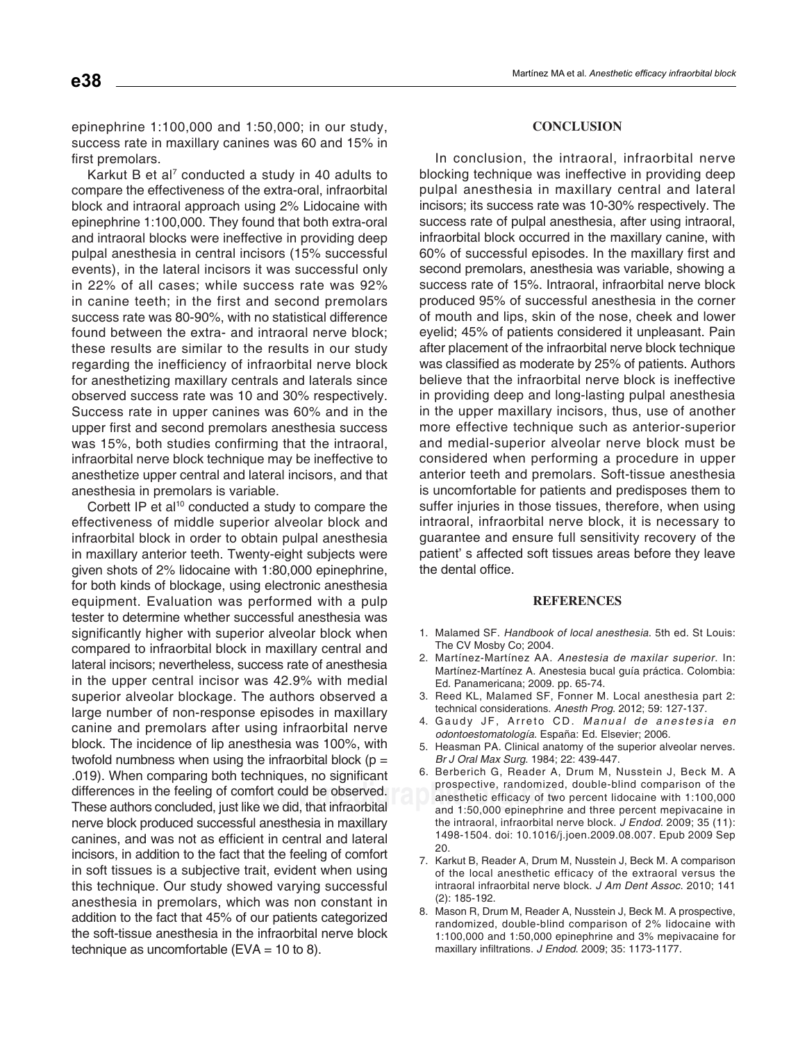epinephrine 1:100,000 and 1:50,000; in our study, success rate in maxillary canines was 60 and 15% in first premolars.

Karkut B et al[7] conducted a study in 40 adults to compare the effectiveness of the extra-oral, infraorbital block and intraoral approach using 2% Lidocaine with epinephrine 1:100,000. They found that both extra-oral and intraoral blocks were ineffective in providing deep pulpal anesthesia in central incisors (15% successful events), in the lateral incisors it was successful only in 22% of all cases; while success rate was 92% in canine teeth; in the first and second premolars success rate was 80-90%, with no statistical difference found between the extra- and intraoral nerve block; these results are similar to the results in our study regarding the inefficiency of infraorbital nerve block for anesthetizing maxillary centrals and laterals since observed success rate was 10 and 30% respectively. Success rate in upper canines was 60% and in the upper first and second premolars anesthesia success was 15%, both studies confirming that the intraoral, infraorbital nerve block technique may be ineffective to anesthetize upper central and lateral incisors, and that anesthesia in premolars is variable.

Corbett IP et al[10] conducted a study to compare the effectiveness of middle superior alveolar block and infraorbital block in order to obtain pulpal anesthesia in maxillary anterior teeth. Twenty-eight subjects were given shots of 2% lidocaine with 1:80,000 epinephrine, for both kinds of blockage, using electronic anesthesia equipment. Evaluation was performed with a pulp tester to determine whether successful anesthesia was significantly higher with superior alveolar block when compared to infraorbital block in maxillary central and lateral incisors; nevertheless, success rate of anesthesia in the upper central incisor was 42.9% with medial superior alveolar blockage. The authors observed a large number of non-response episodes in maxillary canine and premolars after using infraorbital nerve block. The incidence of lip anesthesia was 100%, with twofold numbness when using the infraorbital block ($p = .019$). When comparing both techniques, no significant differences in the feeling of comfort could be observed. These authors concluded, just like we did, that infraorbital nerve block produced successful anesthesia in maxillary canines, and was not as efficient in central and lateral incisors, in addition to the fact that the feeling of comfort in soft tissues is a subjective trait, evident when using this technique. Our study showed varying successful anesthesia in premolars, which was non constant in addition to the fact that 45% of our patients categorized the soft-tissue anesthesia in the infraorbital nerve block technique as uncomfortable (EVA = 10 to 8).

## CONCLUSION

In conclusion, the intraoral, infraorbital nerve blocking technique was ineffective in providing deep pulpal anesthesia in maxillary central and lateral incisors; its success rate was 10-30% respectively. The success rate of pulpal anesthesia, after using intraoral, infraorbital block occurred in the maxillary canine, with 60% of successful episodes. In the maxillary first and second premolars, anesthesia was variable, showing a success rate of 15%. Intraoral, infraorbital nerve block produced 95% of successful anesthesia in the corner of mouth and lips, skin of the nose, cheek and lower eyelid; 45% of patients considered it unpleasant. Pain after placement of the infraorbital nerve block technique was classified as moderate by 25% of patients. Authors believe that the infraorbital nerve block is ineffective in providing deep and long-lasting pulpal anesthesia in the upper maxillary incisors, thus, use of another more effective technique such as anterior-superior and medial-superior alveolar nerve block must be considered when performing a procedure in upper anterior teeth and premolars. Soft-tissue anesthesia is uncomfortable for patients and predisposes them to suffer injuries in those tissues, therefore, when using intraoral, infraorbital nerve block, it is necessary to guarantee and ensure full sensitivity recovery of the patient' s affected soft tissues areas before they leave the dental office.

## REFERENCES

1. Malamed SF. *Handbook of local anesthesia*. 5th ed. St Louis: The CV Mosby Co; 2004.
2. Martínez-Martínez AA. *Anestesia de maxilar superior*. In: Martínez-Martínez A. Anestesia bucal guía práctica. Colombia: Ed. Panamericana; 2009. pp. 65-74.
3. Reed KL, Malamed SF, Fonner M. Local anesthesia part 2: technical considerations. *Anesth Prog*. 2012; 59: 127-137.
4. Gaudy JF, Arreto CD. *Manual de anestesia en odontoestomatología*. España: Ed. Elsevier; 2006.
5. Heasman PA. Clinical anatomy of the superior alveolar nerves. *Br J Oral Max Surg*. 1984; 22: 439-447.
6. Berberich G, Reader A, Drum M, Nusstein J, Beck M. A prospective, randomized, double-blind comparison of the anesthetic efficacy of two percent lidocaine with 1:100,000 and 1:50,000 epinephrine and three percent mepivacaine in the intraoral, infraorbital nerve block. *J Endod*. 2009; 35 (11): 1498-1504. doi: 10.1016/j.joen.2009.08.007. Epub 2009 Sep 20.
7. Karkut B, Reader A, Drum M, Nusstein J, Beck M. A comparison of the local anesthetic efficacy of the extraoral versus the intraoral infraorbital nerve block. *J Am Dent Assoc*. 2010; 141 (2): 185-192.
8. Mason R, Drum M, Reader A, Nusstein J, Beck M. A prospective, randomized, double-blind comparison of 2% lidocaine with 1:100,000 and 1:50,000 epinephrine and 3% mepivacaine for maxillary infiltrations. *J Endod*. 2009; 35: 1173-1177.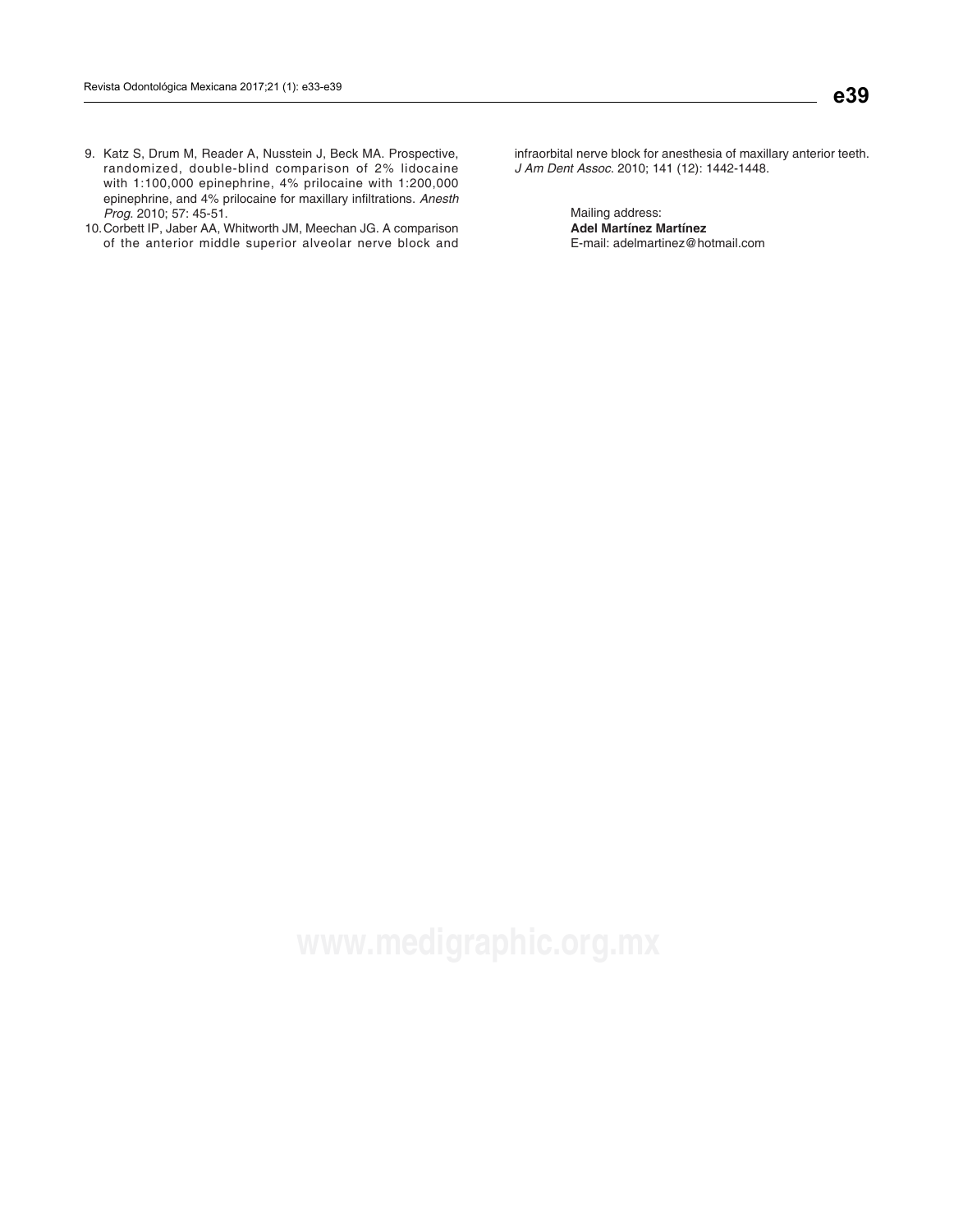9. Katz S, Drum M, Reader A, Nusstein J, Beck MA. Prospective, randomized, double-blind comparison of 2% lidocaine with 1:100,000 epinephrine, 4% prilocaine with 1:200,000 epinephrine, and 4% prilocaine for maxillary infiltrations. *Anesth Prog*. 2010; 57: 45-51.
10. Corbett IP, Jaber AA, Whitworth JM, Meechan JG. A comparison of the anterior middle superior alveolar nerve block and infraorbital nerve block for anesthesia of maxillary anterior teeth. *J Am Dent Assoc*. 2010; 141 (12): 1442-1448.

Mailing address:
**Adel Martínez Martínez**
E-mail: adelmartinez@hotmail.com

www.medigraphic.org.mx